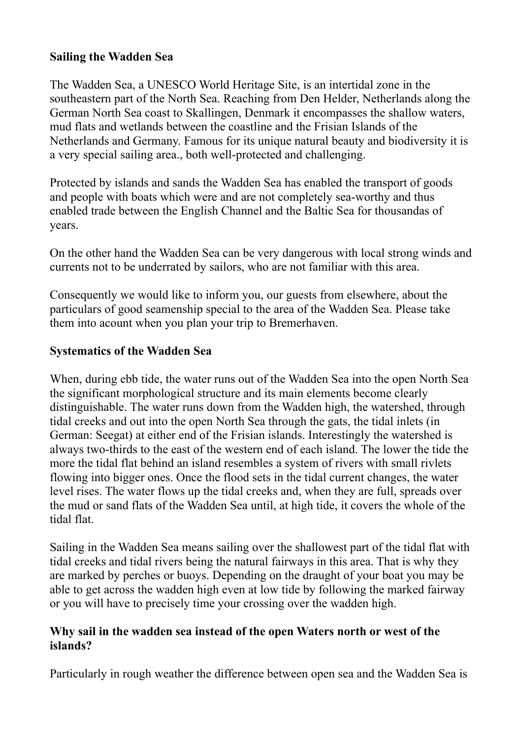**Sailing the Wadden Sea**

The Wadden Sea, a UNESCO World Heritage Site, is an intertidal zone in the southeastern part of the North Sea. Reaching from Den Helder, Netherlands along the German North Sea coast to Skallingen, Denmark it encompasses the shallow waters, mud flats and wetlands between the coastline and the Frisian Islands of the Netherlands and Germany. Famous for its unique natural beauty and biodiversity it is a very special sailing area., both well-protected and challenging.

Protected by islands and sands the Wadden Sea has enabled the transport of goods and people with boats which were and are not completely sea-worthy and thus enabled trade between the English Channel and the Baltic Sea for thousandas of years.

On the other hand the Wadden Sea can be very dangerous with local strong winds and currents not to be underrated by sailors, who are not familiar with this area.

Consequently we would like to inform you, our guests from elsewhere, about the particulars of good seamenship special to the area of the Wadden Sea. Please take them into acount when you plan your trip to Bremerhaven.

**Systematics of the Wadden Sea**

When, during ebb tide, the water runs out of the Wadden Sea into the open North Sea the significant morphological structure and its main elements become clearly distinguishable. The water runs down from the Wadden high, the watershed, through tidal creeks and out into the open North Sea through the gats, the tidal inlets (in German: Seegat) at either end of the Frisian islands. Interestingly the watershed is always two-thirds to the east of the western end of each island. The lower the tide the more the tidal flat behind an island resembles a system of rivers with small rivlets flowing into bigger ones. Once the flood sets in the tidal current changes, the water level rises. The water flows up the tidal creeks and, when they are full, spreads over the mud or sand flats of the Wadden Sea until, at high tide, it covers the whole of the tidal flat.

Sailing in the Wadden Sea means sailing over the shallowest part of the tidal flat with tidal creeks and tidal rivers being the natural fairways in this area. That is why they are marked by perches or buoys. Depending on the draught of your boat you may be able to get across the wadden high even at low tide by following the marked fairway or you will have to precisely time your crossing over the wadden high.

**Why sail in the wadden sea instead of the open Waters north or west of the islands?**

Particularly in rough weather the difference between open sea and the Wadden Sea is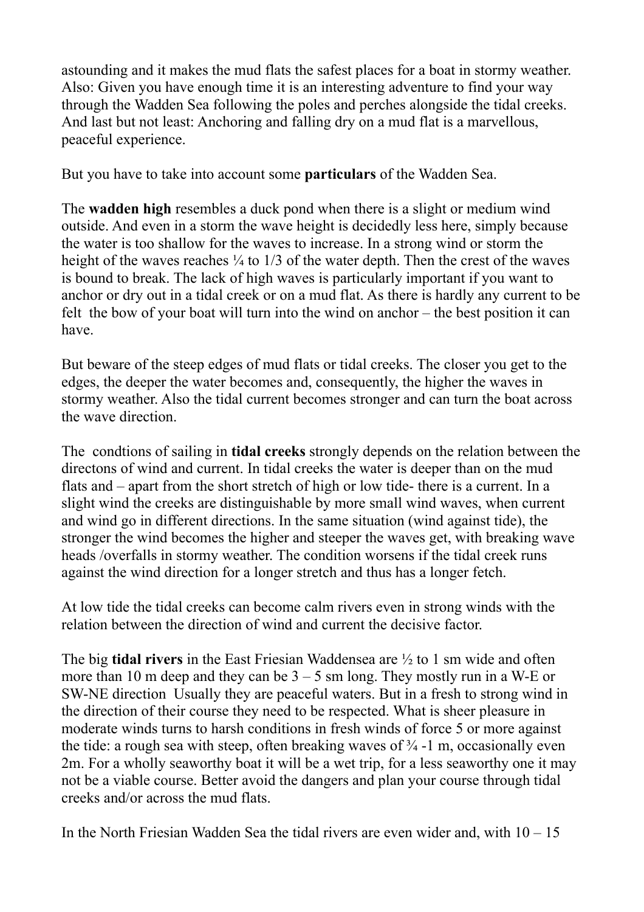astounding and it makes the mud flats the safest places for a boat in stormy weather. Also: Given you have enough time it is an interesting adventure to find your way through the Wadden Sea following the poles and perches alongside the tidal creeks. And last but not least: Anchoring and falling dry on a mud flat is a marvellous, peaceful experience.

But you have to take into account some **particulars** of the Wadden Sea.

The **wadden high** resembles a duck pond when there is a slight or medium wind outside. And even in a storm the wave height is decidedly less here, simply because the water is too shallow for the waves to increase. In a strong wind or storm the height of the waves reaches ¼ to 1/3 of the water depth. Then the crest of the waves is bound to break. The lack of high waves is particularly important if you want to anchor or dry out in a tidal creek or on a mud flat. As there is hardly any current to be felt the bow of your boat will turn into the wind on anchor – the best position it can have.

But beware of the steep edges of mud flats or tidal creeks. The closer you get to the edges, the deeper the water becomes and, consequently, the higher the waves in stormy weather. Also the tidal current becomes stronger and can turn the boat across the wave direction.

The condtions of sailing in **tidal creeks** strongly depends on the relation between the directons of wind and current. In tidal creeks the water is deeper than on the mud flats and – apart from the short stretch of high or low tide- there is a current. In a slight wind the creeks are distinguishable by more small wind waves, when current and wind go in different directions. In the same situation (wind against tide), the stronger the wind becomes the higher and steeper the waves get, with breaking wave heads /overfalls in stormy weather. The condition worsens if the tidal creek runs against the wind direction for a longer stretch and thus has a longer fetch.

At low tide the tidal creeks can become calm rivers even in strong winds with the relation between the direction of wind and current the decisive factor.

The big **tidal rivers** in the East Friesian Waddensea are ½ to 1 sm wide and often more than 10 m deep and they can be 3 – 5 sm long. They mostly run in a W-E or SW-NE direction Usually they are peaceful waters. But in a fresh to strong wind in the direction of their course they need to be respected. What is sheer pleasure in moderate winds turns to harsh conditions in fresh winds of force 5 or more against the tide: a rough sea with steep, often breaking waves of ¾ -1 m, occasionally even 2m. For a wholly seaworthy boat it will be a wet trip, for a less seaworthy one it may not be a viable course. Better avoid the dangers and plan your course through tidal creeks and/or across the mud flats.

In the North Friesian Wadden Sea the tidal rivers are even wider and, with 10 – 15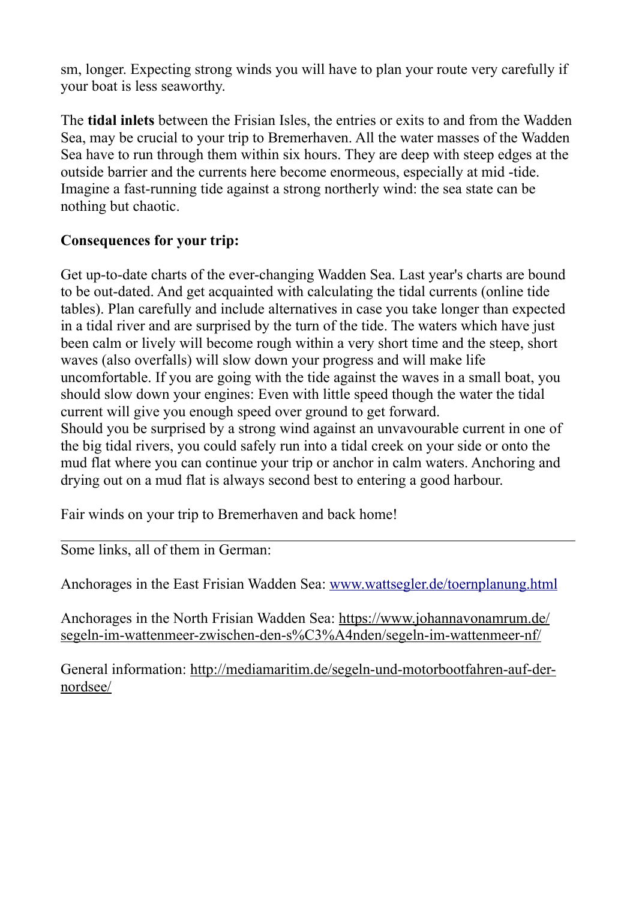sm, longer. Expecting strong winds you will have to plan your route very carefully if your boat is less seaworthy.

The **tidal inlets** between the Frisian Isles, the entries or exits to and from the Wadden Sea, may be crucial to your trip to Bremerhaven. All the water masses of the Wadden Sea have to run through them within six hours. They are deep with steep edges at the outside barrier and the currents here become enormeous, especially at mid -tide. Imagine a fast-running tide against a strong northerly wind: the sea state can be nothing but chaotic.

**Consequences for your trip:**

Get up-to-date charts of the ever-changing Wadden Sea. Last year's charts are bound to be out-dated. And get acquainted with calculating the tidal currents (online tide tables). Plan carefully and include alternatives in case you take longer than expected in a tidal river and are surprised by the turn of the tide. The waters which have just been calm or lively will become rough within a very short time and the steep, short waves (also overfalls) will slow down your progress and will make life uncomfortable. If you are going with the tide against the waves in a small boat, you should slow down your engines: Even with little speed though the water the tidal current will give you enough speed over ground to get forward.
Should you be surprised by a strong wind against an unvavourable current in one of the big tidal rivers, you could safely run into a tidal creek on your side or onto the mud flat where you can continue your trip or anchor in calm waters. Anchoring and drying out on a mud flat is always second best to entering a good harbour.

Fair winds on your trip to Bremerhaven and back home!

---

Some links, all of them in German:

Anchorages in the East Frisian Wadden Sea: [www.wattsegler.de/toernplanung.html](www.wattsegler.de/toernplanung.html)

Anchorages in the North Frisian Wadden Sea: [https://www.johannavonamrum.de/segeln-im-wattenmeer-zwischen-den-s%C3%A4nden/segeln-im-wattenmeer-nf/](https://www.johannavonamrum.de/segeln-im-wattenmeer-zwischen-den-s%C3%A4nden/segeln-im-wattenmeer-nf/)

General information: [http://mediamaritim.de/segeln-und-motorbootfahren-auf-der-nordsee/](http://mediamaritim.de/segeln-und-motorbootfahren-auf-der-nordsee/)